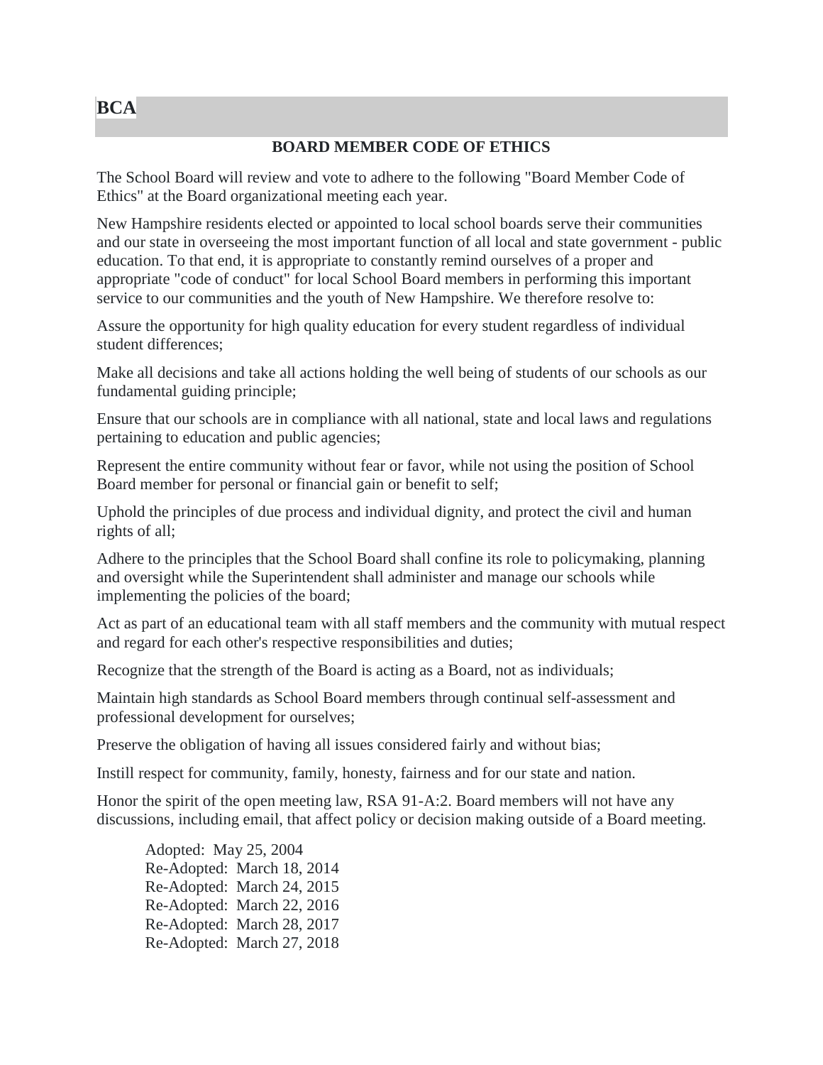# BCA

## BOARD MEMBER CODE OF ETHICS

The School Board will review and vote to adhere to the following "Board Member Code of Ethics" at the Board organizational meeting each year.

New Hampshire residents elected or appointed to local school boards serve their communities and our state in overseeing the most important function of all local and state government - public education. To that end, it is appropriate to constantly remind ourselves of a proper and appropriate "code of conduct" for local School Board members in performing this important service to our communities and the youth of New Hampshire. We therefore resolve to:

Assure the opportunity for high quality education for every student regardless of individual student differences;

Make all decisions and take all actions holding the well being of students of our schools as our fundamental guiding principle;

Ensure that our schools are in compliance with all national, state and local laws and regulations pertaining to education and public agencies;

Represent the entire community without fear or favor, while not using the position of School Board member for personal or financial gain or benefit to self;

Uphold the principles of due process and individual dignity, and protect the civil and human rights of all;

Adhere to the principles that the School Board shall confine its role to policymaking, planning and oversight while the Superintendent shall administer and manage our schools while implementing the policies of the board;

Act as part of an educational team with all staff members and the community with mutual respect and regard for each other's respective responsibilities and duties;

Recognize that the strength of the Board is acting as a Board, not as individuals;

Maintain high standards as School Board members through continual self-assessment and professional development for ourselves;

Preserve the obligation of having all issues considered fairly and without bias;

Instill respect for community, family, honesty, fairness and for our state and nation.

Honor the spirit of the open meeting law, RSA 91-A:2. Board members will not have any discussions, including email, that affect policy or decision making outside of a Board meeting.

Adopted: May 25, 2004
Re-Adopted: March 18, 2014
Re-Adopted: March 24, 2015
Re-Adopted: March 22, 2016
Re-Adopted: March 28, 2017
Re-Adopted: March 27, 2018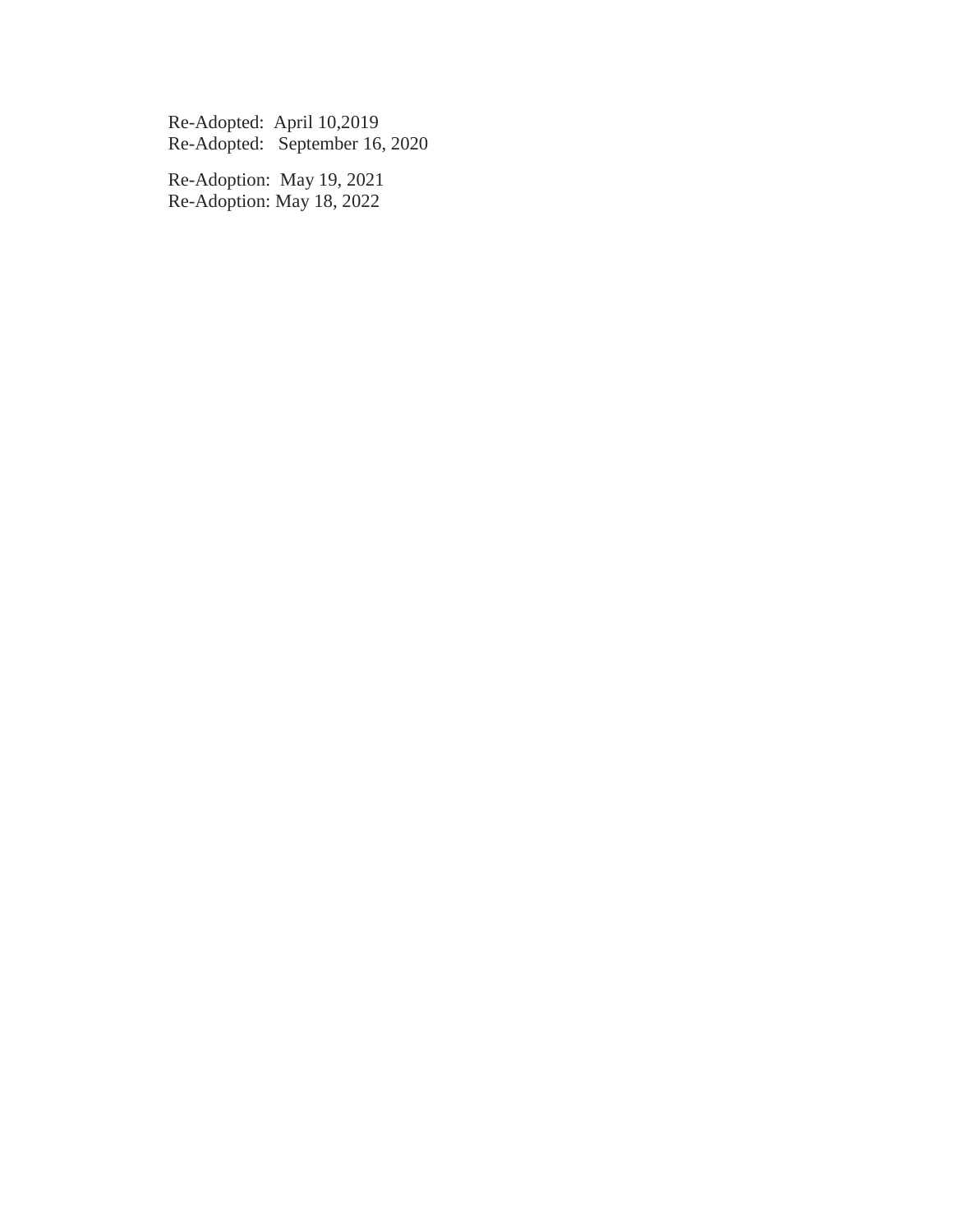Re-Adopted: April 10,2019
Re-Adopted: September 16, 2020

Re-Adoption: May 19, 2021
Re-Adoption: May 18, 2022